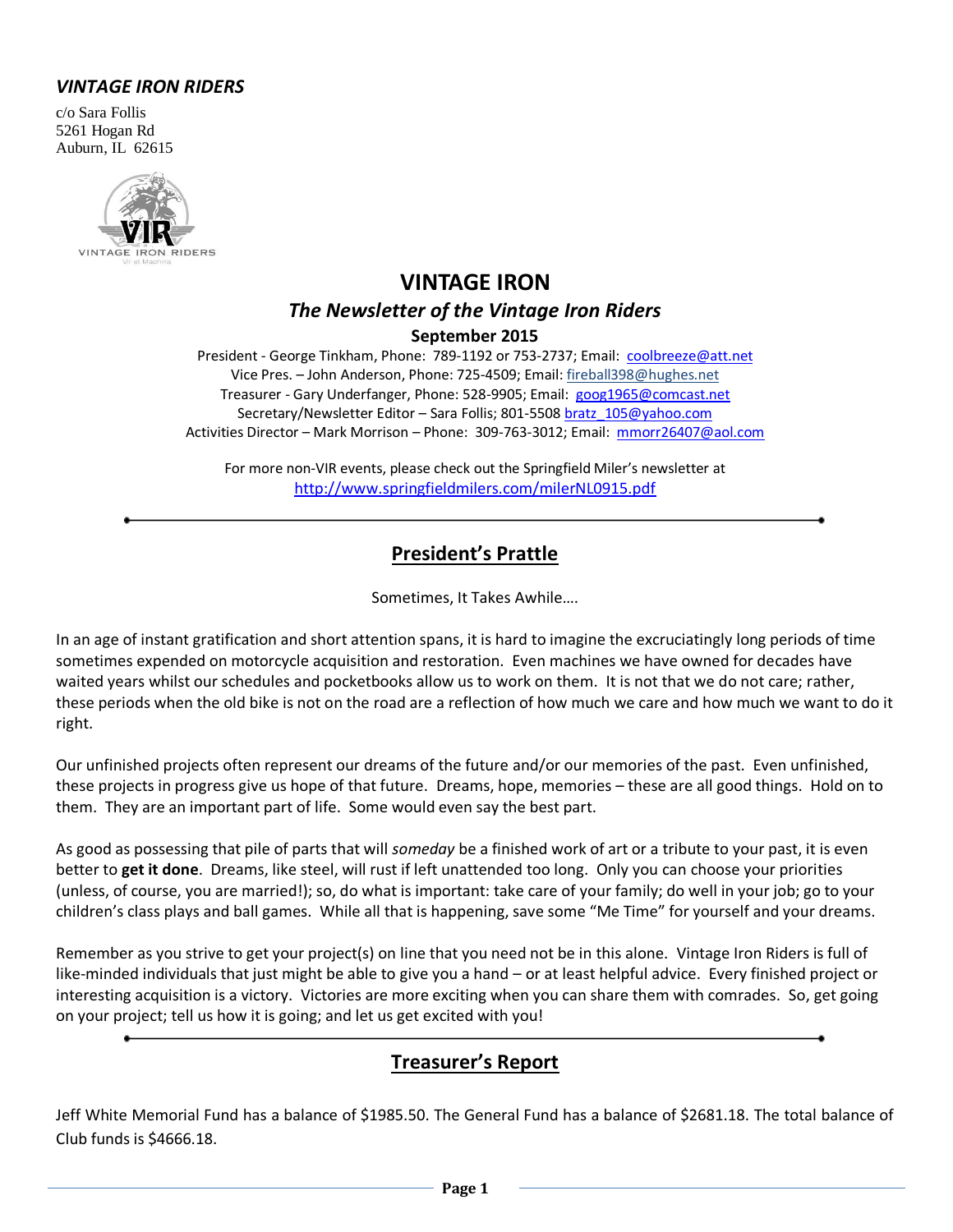*VINTAGE IRON RIDERS*

c/o Sara Follis
5261 Hogan Rd
Auburn, IL 62615

# VINTAGE IRON

## *The Newsletter of the Vintage Iron Riders*

**September 2015**

President - George Tinkham, Phone: 789-1192 or 753-2737; Email: coolbreeze@att.net
Vice Pres. – John Anderson, Phone: 725-4509; Email: fireball398@hughes.net
Treasurer - Gary Underfanger, Phone: 528-9905; Email: goog1965@comcast.net
Secretary/Newsletter Editor – Sara Follis; 801-5508 bratz_105@yahoo.com
Activities Director – Mark Morrison – Phone: 309-763-3012; Email: mmorr26407@aol.com

For more non-VIR events, please check out the Springfield Miler's newsletter at http://www.springfieldmilers.com/milerNL0915.pdf

---

## President's Prattle

Sometimes, It Takes Awhile….

In an age of instant gratification and short attention spans, it is hard to imagine the excruciatingly long periods of time sometimes expended on motorcycle acquisition and restoration. Even machines we have owned for decades have waited years whilst our schedules and pocketbooks allow us to work on them. It is not that we do not care; rather, these periods when the old bike is not on the road are a reflection of how much we care and how much we want to do it right.

Our unfinished projects often represent our dreams of the future and/or our memories of the past. Even unfinished, these projects in progress give us hope of that future. Dreams, hope, memories – these are all good things. Hold on to them. They are an important part of life. Some would even say the best part.

As good as possessing that pile of parts that will *someday* be a finished work of art or a tribute to your past, it is even better to **get it done**. Dreams, like steel, will rust if left unattended too long. Only you can choose your priorities (unless, of course, you are married!); so, do what is important: take care of your family; do well in your job; go to your children's class plays and ball games. While all that is happening, save some "Me Time" for yourself and your dreams.

Remember as you strive to get your project(s) on line that you need not be in this alone. Vintage Iron Riders is full of like-minded individuals that just might be able to give you a hand – or at least helpful advice. Every finished project or interesting acquisition is a victory. Victories are more exciting when you can share them with comrades. So, get going on your project; tell us how it is going; and let us get excited with you!

---

## Treasurer's Report

Jeff White Memorial Fund has a balance of $1985.50. The General Fund has a balance of $2681.18. The total balance of Club funds is $4666.18.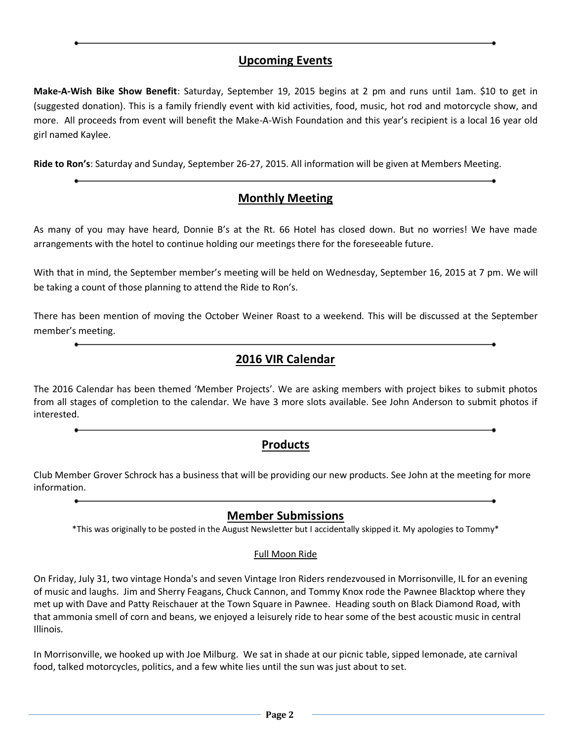## Upcoming Events

**Make-A-Wish Bike Show Benefit**: Saturday, September 19, 2015 begins at 2 pm and runs until 1am. $10 to get in (suggested donation). This is a family friendly event with kid activities, food, music, hot rod and motorcycle show, and more. All proceeds from event will benefit the Make-A-Wish Foundation and this year's recipient is a local 16 year old girl named Kaylee.

**Ride to Ron's**: Saturday and Sunday, September 26-27, 2015. All information will be given at Members Meeting.

## Monthly Meeting

As many of you may have heard, Donnie B's at the Rt. 66 Hotel has closed down. But no worries! We have made arrangements with the hotel to continue holding our meetings there for the foreseeable future.

With that in mind, the September member's meeting will be held on Wednesday, September 16, 2015 at 7 pm. We will be taking a count of those planning to attend the Ride to Ron's.

There has been mention of moving the October Weiner Roast to a weekend. This will be discussed at the September member's meeting.

## 2016 VIR Calendar

The 2016 Calendar has been themed 'Member Projects'. We are asking members with project bikes to submit photos from all stages of completion to the calendar. We have 3 more slots available. See John Anderson to submit photos if interested.

## Products

Club Member Grover Schrock has a business that will be providing our new products. See John at the meeting for more information.

## Member Submissions

*This was originally to be posted in the August Newsletter but I accidentally skipped it. My apologies to Tommy*

### Full Moon Ride

On Friday, July 31, two vintage Honda's and seven Vintage Iron Riders rendezvoused in Morrisonville, IL for an evening of music and laughs. Jim and Sherry Feagans, Chuck Cannon, and Tommy Knox rode the Pawnee Blacktop where they met up with Dave and Patty Reischauer at the Town Square in Pawnee. Heading south on Black Diamond Road, with that ammonia smell of corn and beans, we enjoyed a leisurely ride to hear some of the best acoustic music in central Illinois.

In Morrisonville, we hooked up with Joe Milburg. We sat in shade at our picnic table, sipped lemonade, ate carnival food, talked motorcycles, politics, and a few white lies until the sun was just about to set.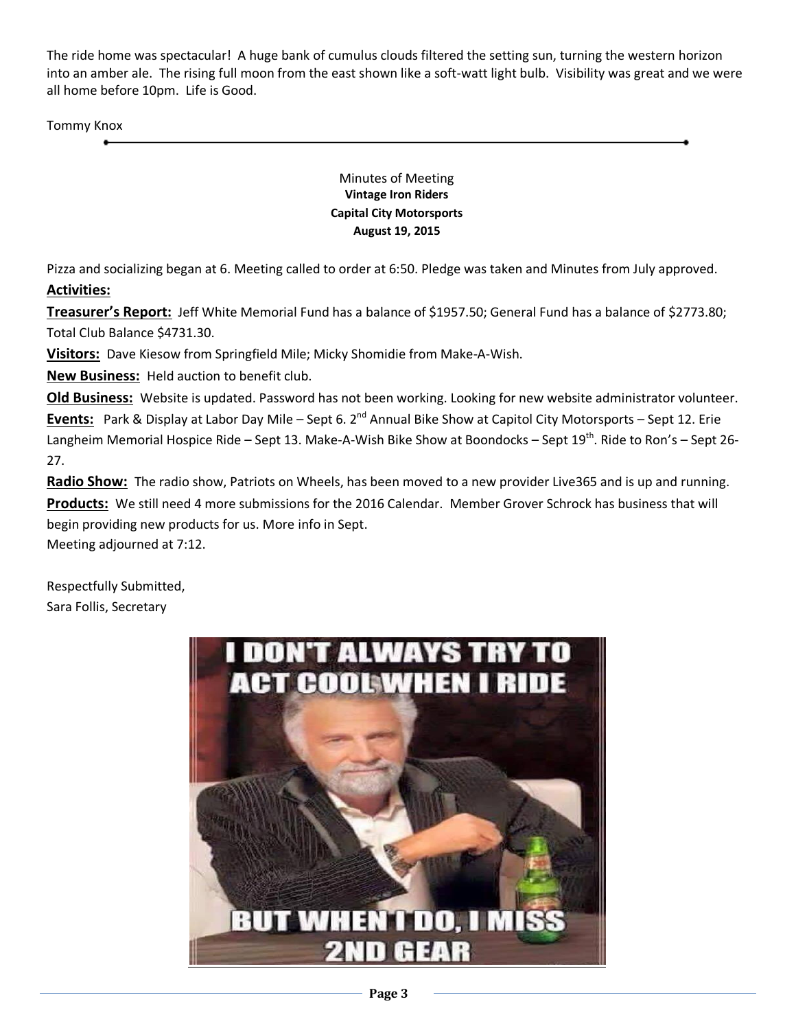The ride home was spectacular! A huge bank of cumulus clouds filtered the setting sun, turning the western horizon into an amber ale. The rising full moon from the east shown like a soft-watt light bulb. Visibility was great and we were all home before 10pm. Life is Good.

Tommy Knox

---

Minutes of Meeting
**Vintage Iron Riders**
**Capital City Motorsports**
**August 19, 2015**

Pizza and socializing began at 6. Meeting called to order at 6:50. Pledge was taken and Minutes from July approved.

**Activities:**

**Treasurer's Report:** Jeff White Memorial Fund has a balance of $1957.50; General Fund has a balance of $2773.80; Total Club Balance $4731.30.

**Visitors:** Dave Kiesow from Springfield Mile; Micky Shomidie from Make-A-Wish.

**New Business:** Held auction to benefit club.

**Old Business:** Website is updated. Password has not been working. Looking for new website administrator volunteer.

**Events:** Park & Display at Labor Day Mile – Sept 6. 2nd Annual Bike Show at Capitol City Motorsports – Sept 12. Erie Langheim Memorial Hospice Ride – Sept 13. Make-A-Wish Bike Show at Boondocks – Sept 19th. Ride to Ron's – Sept 26-27.

**Radio Show:** The radio show, Patriots on Wheels, has been moved to a new provider Live365 and is up and running.

**Products:** We still need 4 more submissions for the 2016 Calendar. Member Grover Schrock has business that will begin providing new products for us. More info in Sept.

Meeting adjourned at 7:12.

Respectfully Submitted,
Sara Follis, Secretary

I DON'T ALWAYS TRY TO ACT COOL WHEN I RIDE

BUT WHEN I DO, I MISS 2ND GEAR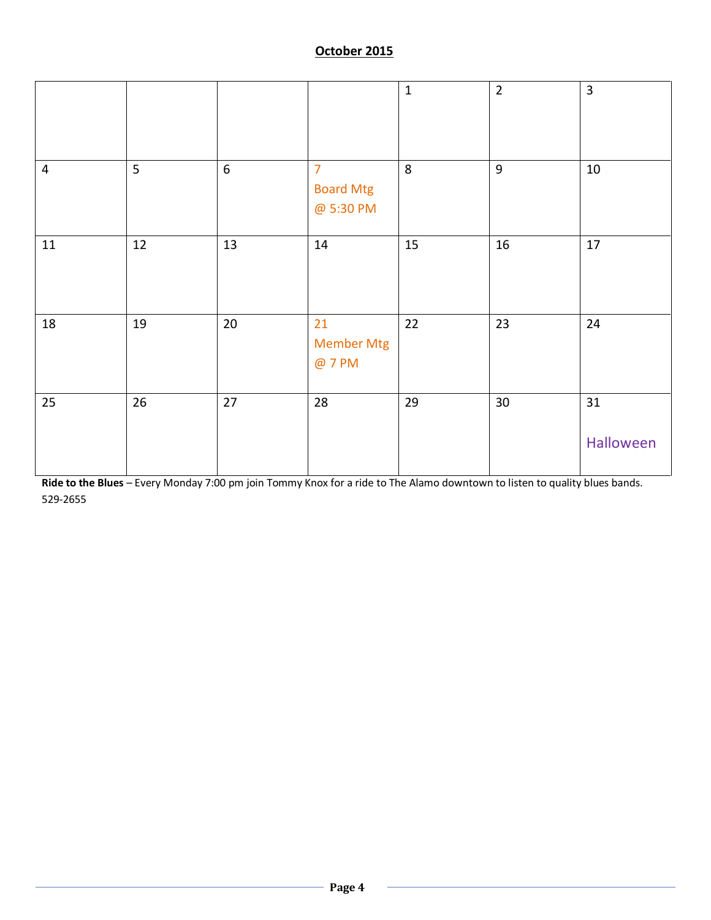## October 2015

| | | | | | | |
|---|---|---|---|---|---|---|
| | | | | 1 | 2 | 3 |
| 4 | 5 | 6 | 7 Board Mtg @ 5:30 PM | 8 | 9 | 10 |
| 11 | 12 | 13 | 14 | 15 | 16 | 17 |
| 18 | 19 | 20 | 21 Member Mtg @ 7 PM | 22 | 23 | 24 |
| 25 | 26 | 27 | 28 | 29 | 30 | 31 Halloween |

**Ride to the Blues** – Every Monday 7:00 pm join Tommy Knox for a ride to The Alamo downtown to listen to quality blues bands. 529-2655